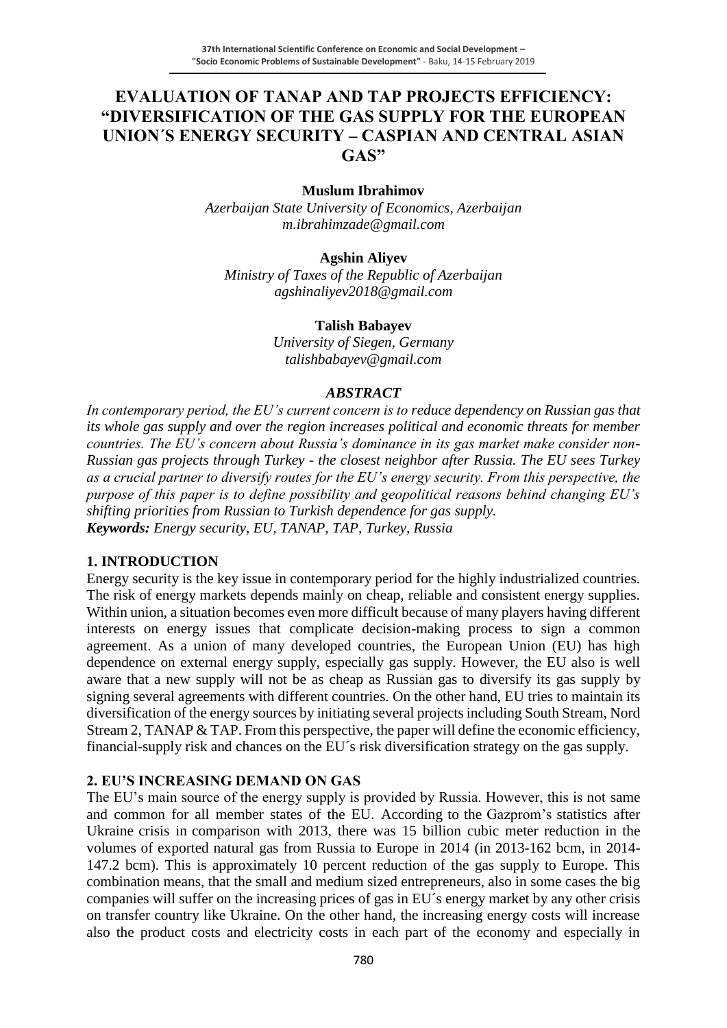# EVALUATION OF TANAP AND TAP PROJECTS EFFICIENCY: "DIVERSIFICATION OF THE GAS SUPPLY FOR THE EUROPEAN UNION´S ENERGY SECURITY – CASPIAN AND CENTRAL ASIAN GAS"

**Muslum Ibrahimov**
*Azerbaijan State University of Economics, Azerbaijan*
*m.ibrahimzade@gmail.com*

**Agshin Aliyev**
*Ministry of Taxes of the Republic of Azerbaijan*
*agshinaliyev2018@gmail.com*

**Talish Babayev**
*University of Siegen, Germany*
*talishbabayev@gmail.com*

### *ABSTRACT*

*In contemporary period, the EU's current concern is to reduce dependency on Russian gas that its whole gas supply and over the region increases political and economic threats for member countries. The EU's concern about Russia's dominance in its gas market make consider non-Russian gas projects through Turkey - the closest neighbor after Russia. The EU sees Turkey as a crucial partner to diversify routes for the EU's energy security. From this perspective, the purpose of this paper is to define possibility and geopolitical reasons behind changing EU's shifting priorities from Russian to Turkish dependence for gas supply.*

***Keywords:*** *Energy security, EU, TANAP, TAP, Turkey, Russia*

## 1. INTRODUCTION

Energy security is the key issue in contemporary period for the highly industrialized countries. The risk of energy markets depends mainly on cheap, reliable and consistent energy supplies. Within union, a situation becomes even more difficult because of many players having different interests on energy issues that complicate decision-making process to sign a common agreement. As a union of many developed countries, the European Union (EU) has high dependence on external energy supply, especially gas supply. However, the EU also is well aware that a new supply will not be as cheap as Russian gas to diversify its gas supply by signing several agreements with different countries. On the other hand, EU tries to maintain its diversification of the energy sources by initiating several projects including South Stream, Nord Stream 2, TANAP & TAP. From this perspective, the paper will define the economic efficiency, financial-supply risk and chances on the EU´s risk diversification strategy on the gas supply.

## 2. EU'S INCREASING DEMAND ON GAS

The EU's main source of the energy supply is provided by Russia. However, this is not same and common for all member states of the EU. According to the Gazprom's statistics after Ukraine crisis in comparison with 2013, there was 15 billion cubic meter reduction in the volumes of exported natural gas from Russia to Europe in 2014 (in 2013-162 bcm, in 2014-147.2 bcm). This is approximately 10 percent reduction of the gas supply to Europe. This combination means, that the small and medium sized entrepreneurs, also in some cases the big companies will suffer on the increasing prices of gas in EU´s energy market by any other crisis on transfer country like Ukraine. On the other hand, the increasing energy costs will increase also the product costs and electricity costs in each part of the economy and especially in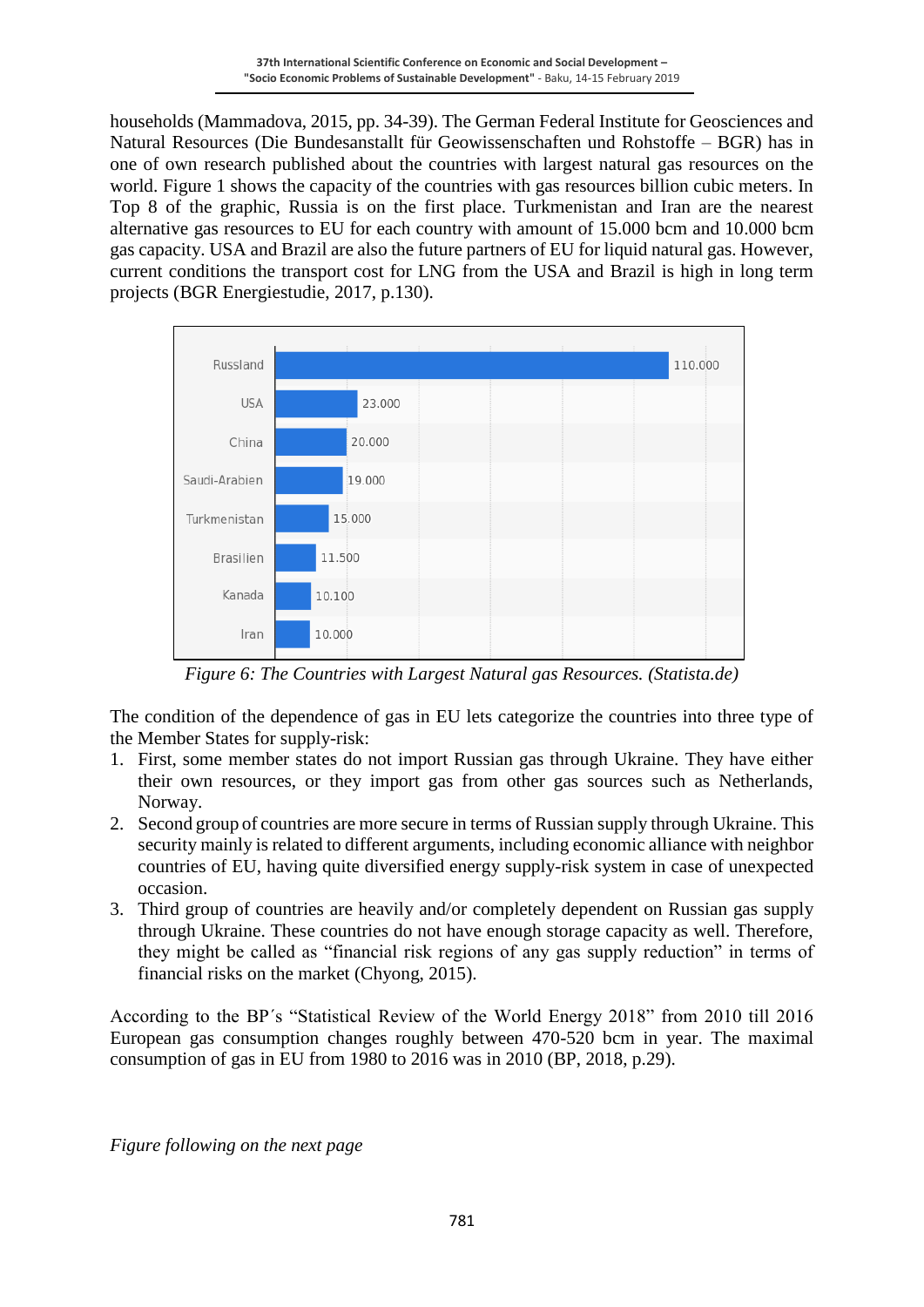households (Mammadova, 2015, pp. 34-39). The German Federal Institute for Geosciences and Natural Resources (Die Bundesanstallt für Geowissenschaften und Rohstoffe – BGR) has in one of own research published about the countries with largest natural gas resources on the world. Figure 1 shows the capacity of the countries with gas resources billion cubic meters. In Top 8 of the graphic, Russia is on the first place. Turkmenistan and Iran are the nearest alternative gas resources to EU for each country with amount of 15.000 bcm and 10.000 bcm gas capacity. USA and Brazil are also the future partners of EU for liquid natural gas. However, current conditions the transport cost for LNG from the USA and Brazil is high in long term projects (BGR Energiestudie, 2017, p.130).

| Country | Value |
|---|---|
| Russland | 110.000 |
| USA | 23.000 |
| China | 20.000 |
| Saudi-Arabien | 19.000 |
| Turkmenistan | 15.000 |
| Brasilien | 11.500 |
| Kanada | 10.100 |
| Iran | 10.000 |

*Figure 6: The Countries with Largest Natural gas Resources. (Statista.de)*

The condition of the dependence of gas in EU lets categorize the countries into three type of the Member States for supply-risk:

1. First, some member states do not import Russian gas through Ukraine. They have either their own resources, or they import gas from other gas sources such as Netherlands, Norway.
2. Second group of countries are more secure in terms of Russian supply through Ukraine. This security mainly is related to different arguments, including economic alliance with neighbor countries of EU, having quite diversified energy supply-risk system in case of unexpected occasion.
3. Third group of countries are heavily and/or completely dependent on Russian gas supply through Ukraine. These countries do not have enough storage capacity as well. Therefore, they might be called as "financial risk regions of any gas supply reduction" in terms of financial risks on the market (Chyong, 2015).

According to the BP´s "Statistical Review of the World Energy 2018" from 2010 till 2016 European gas consumption changes roughly between 470-520 bcm in year. The maximal consumption of gas in EU from 1980 to 2016 was in 2010 (BP, 2018, p.29).

*Figure following on the next page*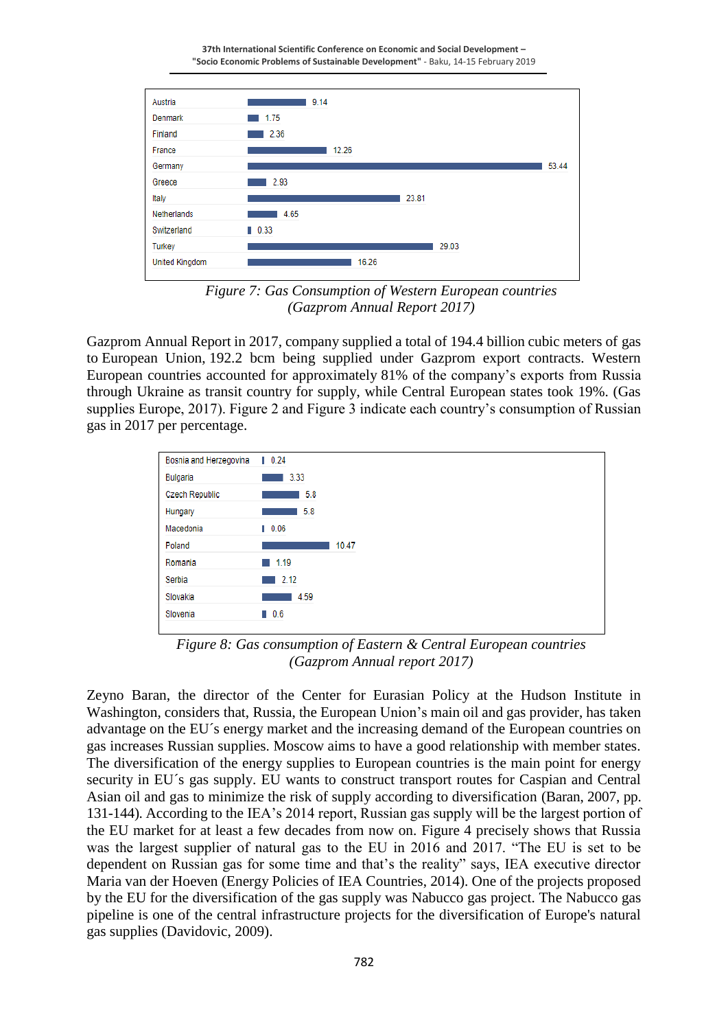| Country | Value |
|---|---|
| Austria | 9.14 |
| Denmark | 1.75 |
| Finland | 2.36 |
| France | 12.26 |
| Germany | 53.44 |
| Greece | 2.93 |
| Italy | 23.81 |
| Netherlands | 4.65 |
| Switzerland | 0.33 |
| Turkey | 29.03 |
| United Kingdom | 16.26 |

*Figure 7: Gas Consumption of Western European countries (Gazprom Annual Report 2017)*

Gazprom Annual Report in 2017, company supplied a total of 194.4 billion cubic meters of gas to European Union, 192.2 bcm being supplied under Gazprom export contracts. Western European countries accounted for approximately 81% of the company's exports from Russia through Ukraine as transit country for supply, while Central European states took 19%. (Gas supplies Europe, 2017). Figure 2 and Figure 3 indicate each country's consumption of Russian gas in 2017 per percentage.

| Country | Value |
|---|---|
| Bosnia and Herzegovina | 0.24 |
| Bulgaria | 3.33 |
| Czech Republic | 5.8 |
| Hungary | 5.8 |
| Macedonia | 0.06 |
| Poland | 10.47 |
| Romania | 1.19 |
| Serbia | 2.12 |
| Slovakia | 4.59 |
| Slovenia | 0.6 |

*Figure 8: Gas consumption of Eastern & Central European countries (Gazprom Annual report 2017)*

Zeyno Baran, the director of the Center for Eurasian Policy at the Hudson Institute in Washington, considers that, Russia, the European Union's main oil and gas provider, has taken advantage on the EU´s energy market and the increasing demand of the European countries on gas increases Russian supplies. Moscow aims to have a good relationship with member states. The diversification of the energy supplies to European countries is the main point for energy security in EU´s gas supply. EU wants to construct transport routes for Caspian and Central Asian oil and gas to minimize the risk of supply according to diversification (Baran, 2007, pp. 131-144). According to the IEA's 2014 report, Russian gas supply will be the largest portion of the EU market for at least a few decades from now on. Figure 4 precisely shows that Russia was the largest supplier of natural gas to the EU in 2016 and 2017. "The EU is set to be dependent on Russian gas for some time and that's the reality" says, IEA executive director Maria van der Hoeven (Energy Policies of IEA Countries, 2014). One of the projects proposed by the EU for the diversification of the gas supply was Nabucco gas project. The Nabucco gas pipeline is one of the central infrastructure projects for the diversification of Europe's natural gas supplies (Davidovic, 2009).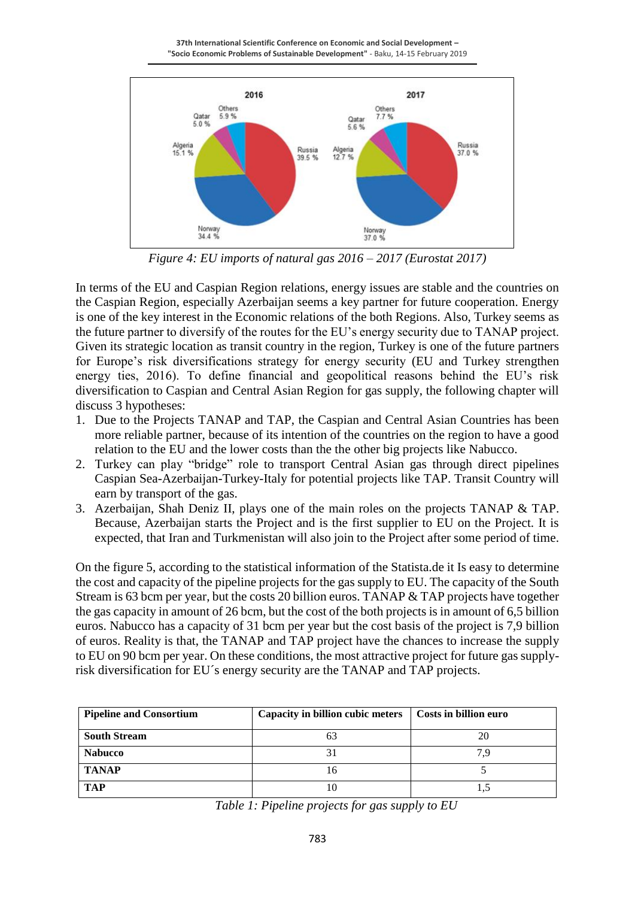*Figure 4: EU imports of natural gas 2016 – 2017 (Eurostat 2017)*

In terms of the EU and Caspian Region relations, energy issues are stable and the countries on the Caspian Region, especially Azerbaijan seems a key partner for future cooperation. Energy is one of the key interest in the Economic relations of the both Regions. Also, Turkey seems as the future partner to diversify of the routes for the EU's energy security due to TANAP project. Given its strategic location as transit country in the region, Turkey is one of the future partners for Europe's risk diversifications strategy for energy security (EU and Turkey strengthen energy ties, 2016). To define financial and geopolitical reasons behind the EU's risk diversification to Caspian and Central Asian Region for gas supply, the following chapter will discuss 3 hypotheses:

1. Due to the Projects TANAP and TAP, the Caspian and Central Asian Countries has been more reliable partner, because of its intention of the countries on the region to have a good relation to the EU and the lower costs than the the other big projects like Nabucco.
2. Turkey can play "bridge" role to transport Central Asian gas through direct pipelines Caspian Sea-Azerbaijan-Turkey-Italy for potential projects like TAP. Transit Country will earn by transport of the gas.
3. Azerbaijan, Shah Deniz II, plays one of the main roles on the projects TANAP & TAP. Because, Azerbaijan starts the Project and is the first supplier to EU on the Project. It is expected, that Iran and Turkmenistan will also join to the Project after some period of time.

On the figure 5, according to the statistical information of the Statista.de it Is easy to determine the cost and capacity of the pipeline projects for the gas supply to EU. The capacity of the South Stream is 63 bcm per year, but the costs 20 billion euros. TANAP & TAP projects have together the gas capacity in amount of 26 bcm, but the cost of the both projects is in amount of 6,5 billion euros. Nabucco has a capacity of 31 bcm per year but the cost basis of the project is 7,9 billion of euros. Reality is that, the TANAP and TAP project have the chances to increase the supply to EU on 90 bcm per year. On these conditions, the most attractive project for future gas supply-risk diversification for EU´s energy security are the TANAP and TAP projects.

| Pipeline and Consortium | Capacity in billion cubic meters | Costs in billion euro |
|---|---|---|
| **South Stream** | 63 | 20 |
| **Nabucco** | 31 | 7,9 |
| **TANAP** | 16 | 5 |
| **TAP** | 10 | 1,5 |

*Table 1: Pipeline projects for gas supply to EU*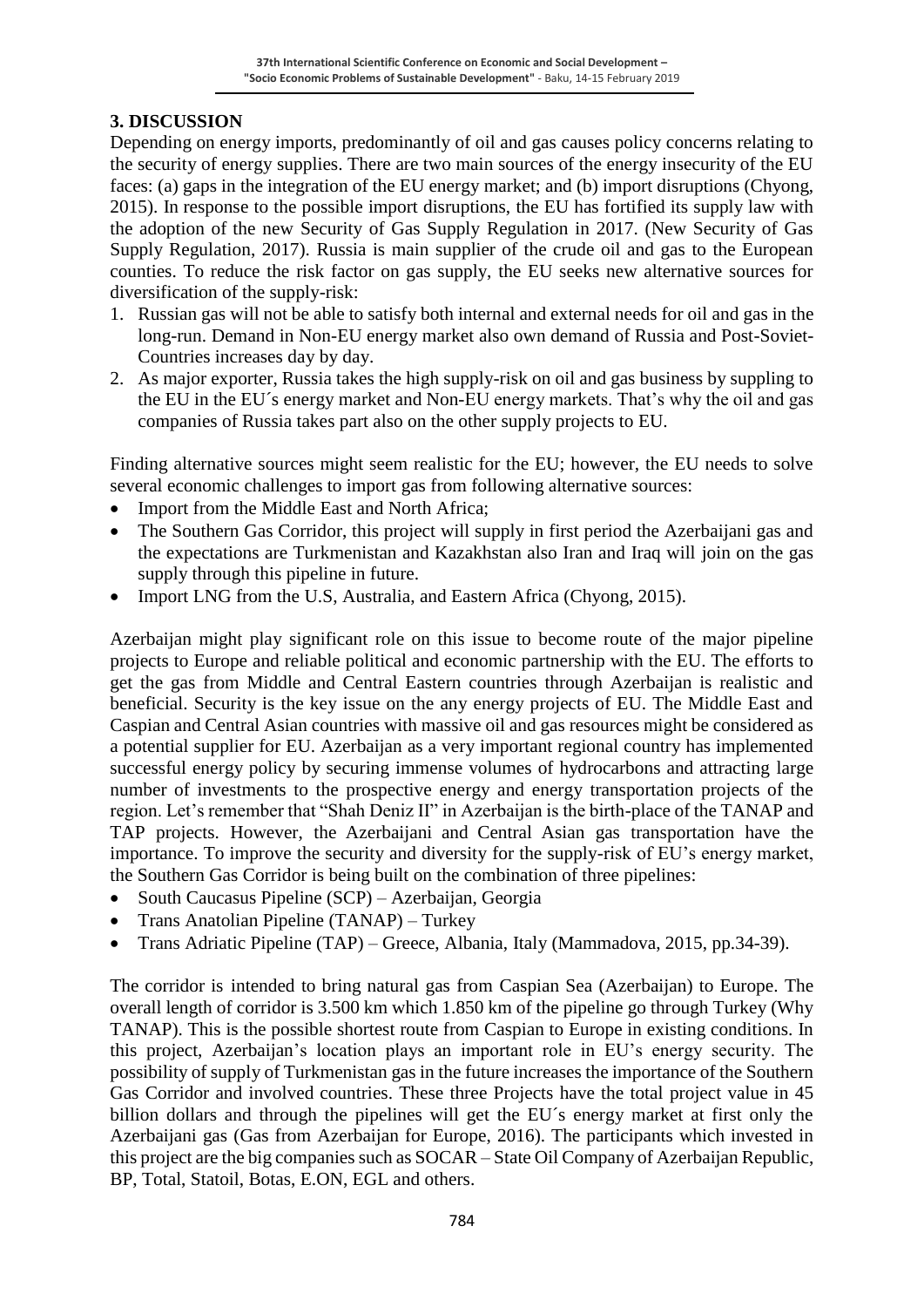## 3. DISCUSSION

Depending on energy imports, predominantly of oil and gas causes policy concerns relating to the security of energy supplies. There are two main sources of the energy insecurity of the EU faces: (a) gaps in the integration of the EU energy market; and (b) import disruptions (Chyong, 2015). In response to the possible import disruptions, the EU has fortified its supply law with the adoption of the new Security of Gas Supply Regulation in 2017. (New Security of Gas Supply Regulation, 2017). Russia is main supplier of the crude oil and gas to the European counties. To reduce the risk factor on gas supply, the EU seeks new alternative sources for diversification of the supply-risk:

1. Russian gas will not be able to satisfy both internal and external needs for oil and gas in the long-run. Demand in Non-EU energy market also own demand of Russia and Post-Soviet-Countries increases day by day.
2. As major exporter, Russia takes the high supply-risk on oil and gas business by suppling to the EU in the EU´s energy market and Non-EU energy markets. That's why the oil and gas companies of Russia takes part also on the other supply projects to EU.

Finding alternative sources might seem realistic for the EU; however, the EU needs to solve several economic challenges to import gas from following alternative sources:

- Import from the Middle East and North Africa;
- The Southern Gas Corridor, this project will supply in first period the Azerbaijani gas and the expectations are Turkmenistan and Kazakhstan also Iran and Iraq will join on the gas supply through this pipeline in future.
- Import LNG from the U.S, Australia, and Eastern Africa (Chyong, 2015).

Azerbaijan might play significant role on this issue to become route of the major pipeline projects to Europe and reliable political and economic partnership with the EU. The efforts to get the gas from Middle and Central Eastern countries through Azerbaijan is realistic and beneficial. Security is the key issue on the any energy projects of EU. The Middle East and Caspian and Central Asian countries with massive oil and gas resources might be considered as a potential supplier for EU. Azerbaijan as a very important regional country has implemented successful energy policy by securing immense volumes of hydrocarbons and attracting large number of investments to the prospective energy and energy transportation projects of the region. Let's remember that "Shah Deniz II" in Azerbaijan is the birth-place of the TANAP and TAP projects. However, the Azerbaijani and Central Asian gas transportation have the importance. To improve the security and diversity for the supply-risk of EU's energy market, the Southern Gas Corridor is being built on the combination of three pipelines:

- South Caucasus Pipeline (SCP) – Azerbaijan, Georgia
- Trans Anatolian Pipeline (TANAP) – Turkey
- Trans Adriatic Pipeline (TAP) – Greece, Albania, Italy (Mammadova, 2015, pp.34-39).

The corridor is intended to bring natural gas from Caspian Sea (Azerbaijan) to Europe. The overall length of corridor is 3.500 km which 1.850 km of the pipeline go through Turkey (Why TANAP). This is the possible shortest route from Caspian to Europe in existing conditions. In this project, Azerbaijan's location plays an important role in EU's energy security. The possibility of supply of Turkmenistan gas in the future increases the importance of the Southern Gas Corridor and involved countries. These three Projects have the total project value in 45 billion dollars and through the pipelines will get the EU´s energy market at first only the Azerbaijani gas (Gas from Azerbaijan for Europe, 2016). The participants which invested in this project are the big companies such as SOCAR – State Oil Company of Azerbaijan Republic, BP, Total, Statoil, Botas, E.ON, EGL and others.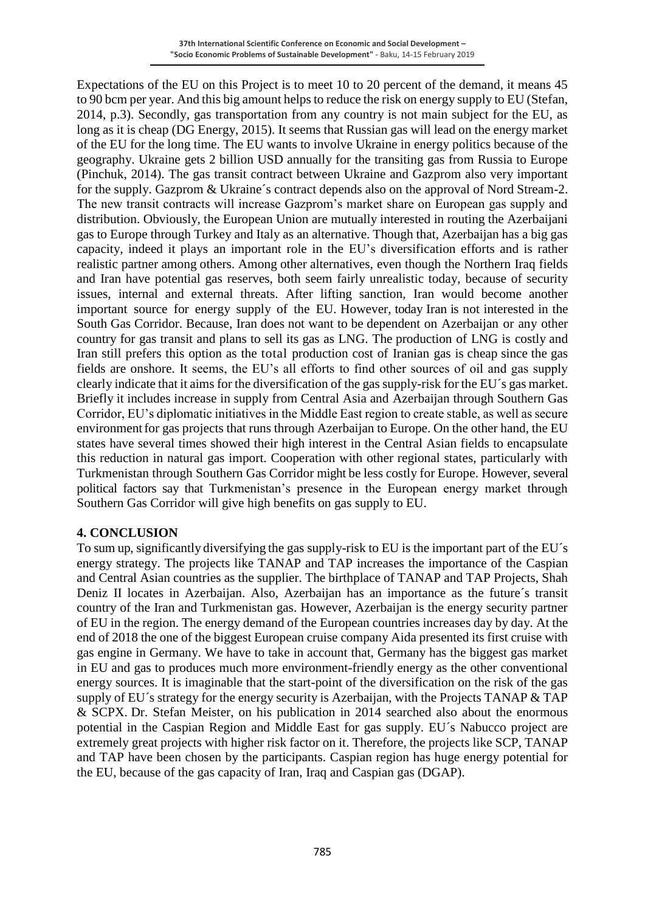Expectations of the EU on this Project is to meet 10 to 20 percent of the demand, it means 45 to 90 bcm per year. And this big amount helps to reduce the risk on energy supply to EU (Stefan, 2014, p.3). Secondly, gas transportation from any country is not main subject for the EU, as long as it is cheap (DG Energy, 2015). It seems that Russian gas will lead on the energy market of the EU for the long time. The EU wants to involve Ukraine in energy politics because of the geography. Ukraine gets 2 billion USD annually for the transiting gas from Russia to Europe (Pinchuk, 2014). The gas transit contract between Ukraine and Gazprom also very important for the supply. Gazprom & Ukraine´s contract depends also on the approval of Nord Stream-2. The new transit contracts will increase Gazprom's market share on European gas supply and distribution. Obviously, the European Union are mutually interested in routing the Azerbaijani gas to Europe through Turkey and Italy as an alternative. Though that, Azerbaijan has a big gas capacity, indeed it plays an important role in the EU's diversification efforts and is rather realistic partner among others. Among other alternatives, even though the Northern Iraq fields and Iran have potential gas reserves, both seem fairly unrealistic today, because of security issues, internal and external threats. After lifting sanction, Iran would become another important source for energy supply of the EU. However, today Iran is not interested in the South Gas Corridor. Because, Iran does not want to be dependent on Azerbaijan or any other country for gas transit and plans to sell its gas as LNG. The production of LNG is costly and Iran still prefers this option as the total production cost of Iranian gas is cheap since the gas fields are onshore. It seems, the EU's all efforts to find other sources of oil and gas supply clearly indicate that it aims for the diversification of the gas supply-risk for the EU´s gas market. Briefly it includes increase in supply from Central Asia and Azerbaijan through Southern Gas Corridor, EU's diplomatic initiatives in the Middle East region to create stable, as well as secure environment for gas projects that runs through Azerbaijan to Europe. On the other hand, the EU states have several times showed their high interest in the Central Asian fields to encapsulate this reduction in natural gas import. Cooperation with other regional states, particularly with Turkmenistan through Southern Gas Corridor might be less costly for Europe. However, several political factors say that Turkmenistan's presence in the European energy market through Southern Gas Corridor will give high benefits on gas supply to EU.

## 4. CONCLUSION

To sum up, significantly diversifying the gas supply-risk to EU is the important part of the EU´s energy strategy. The projects like TANAP and TAP increases the importance of the Caspian and Central Asian countries as the supplier. The birthplace of TANAP and TAP Projects, Shah Deniz II locates in Azerbaijan. Also, Azerbaijan has an importance as the future´s transit country of the Iran and Turkmenistan gas. However, Azerbaijan is the energy security partner of EU in the region. The energy demand of the European countries increases day by day. At the end of 2018 the one of the biggest European cruise company Aida presented its first cruise with gas engine in Germany. We have to take in account that, Germany has the biggest gas market in EU and gas to produces much more environment-friendly energy as the other conventional energy sources. It is imaginable that the start-point of the diversification on the risk of the gas supply of EU´s strategy for the energy security is Azerbaijan, with the Projects TANAP & TAP & SCPX. Dr. Stefan Meister, on his publication in 2014 searched also about the enormous potential in the Caspian Region and Middle East for gas supply. EU´s Nabucco project are extremely great projects with higher risk factor on it. Therefore, the projects like SCP, TANAP and TAP have been chosen by the participants. Caspian region has huge energy potential for the EU, because of the gas capacity of Iran, Iraq and Caspian gas (DGAP).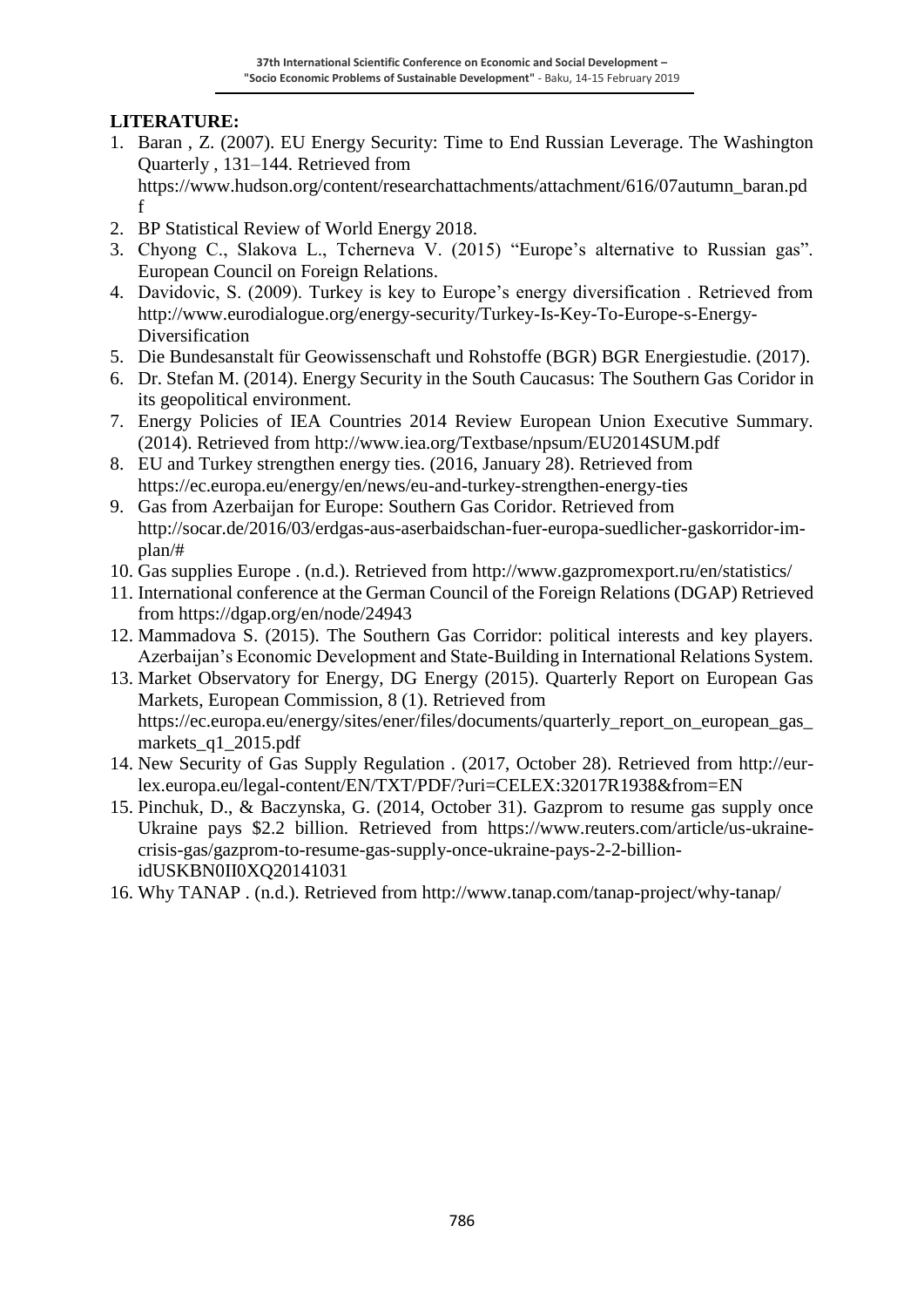## LITERATURE:

1. Baran , Z. (2007). EU Energy Security: Time to End Russian Leverage. The Washington Quarterly , 131–144. Retrieved from https://www.hudson.org/content/researchattachments/attachment/616/07autumn_baran.pdf
2. BP Statistical Review of World Energy 2018.
3. Chyong C., Slakova L., Tcherneva V. (2015) "Europe's alternative to Russian gas". European Council on Foreign Relations.
4. Davidovic, S. (2009). Turkey is key to Europe's energy diversification . Retrieved from http://www.eurodialogue.org/energy-security/Turkey-Is-Key-To-Europe-s-Energy-Diversification
5. Die Bundesanstalt für Geowissenschaft und Rohstoffe (BGR) BGR Energiestudie. (2017).
6. Dr. Stefan M. (2014). Energy Security in the South Caucasus: The Southern Gas Coridor in its geopolitical environment.
7. Energy Policies of IEA Countries 2014 Review European Union Executive Summary. (2014). Retrieved from http://www.iea.org/Textbase/npsum/EU2014SUM.pdf
8. EU and Turkey strengthen energy ties. (2016, January 28). Retrieved from https://ec.europa.eu/energy/en/news/eu-and-turkey-strengthen-energy-ties
9. Gas from Azerbaijan for Europe: Southern Gas Coridor. Retrieved from http://socar.de/2016/03/erdgas-aus-aserbaidschan-fuer-europa-suedlicher-gaskorridor-im-plan/#
10. Gas supplies Europe . (n.d.). Retrieved from http://www.gazpromexport.ru/en/statistics/
11. International conference at the German Council of the Foreign Relations (DGAP) Retrieved from https://dgap.org/en/node/24943
12. Mammadova S. (2015). The Southern Gas Corridor: political interests and key players. Azerbaijan's Economic Development and State-Building in International Relations System.
13. Market Observatory for Energy, DG Energy (2015). Quarterly Report on European Gas Markets, European Commission, 8 (1). Retrieved from https://ec.europa.eu/energy/sites/ener/files/documents/quarterly_report_on_european_gas_markets_q1_2015.pdf
14. New Security of Gas Supply Regulation . (2017, October 28). Retrieved from http://eur-lex.europa.eu/legal-content/EN/TXT/PDF/?uri=CELEX:32017R1938&from=EN
15. Pinchuk, D., & Baczynska, G. (2014, October 31). Gazprom to resume gas supply once Ukraine pays $2.2 billion. Retrieved from https://www.reuters.com/article/us-ukraine-crisis-gas/gazprom-to-resume-gas-supply-once-ukraine-pays-2-2-billion-idUSKBN0II0XQ20141031
16. Why TANAP . (n.d.). Retrieved from http://www.tanap.com/tanap-project/why-tanap/